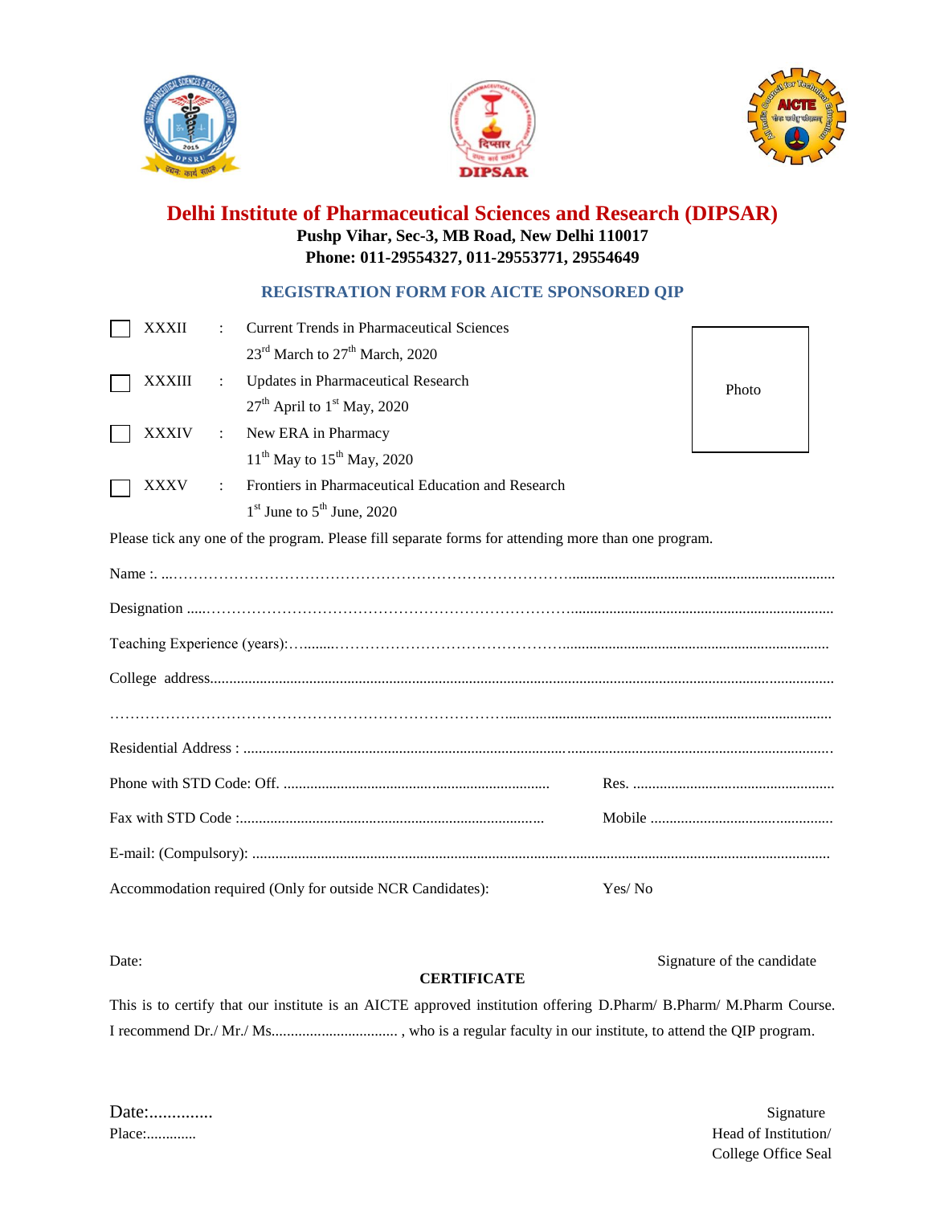# Delhi Institute of Pharmaceutical Sciences and Research (DIPSAR)

**Pushp Vihar, Sec-3, MB Road, New Delhi 110017**

**Phone: 011-29554327, 011-29553771, 29554649**

## REGISTRATION FORM FOR AICTE SPONSORED QIP

| | | | |
|---|---|---|---|
| ☐ | XXXII | : | Current Trends in Pharmaceutical Sciences<br>23rd March to 27th March, 2020 |
| ☐ | XXXIII | : | Updates in Pharmaceutical Research<br>27th April to 1st May, 2020 |
| ☐ | XXXIV | : | New ERA in Pharmacy<br>11th May to 15th May, 2020 |
| ☐ | XXXV | : | Frontiers in Pharmaceutical Education and Research<br>1st June to 5th June, 2020 |

Photo

Please tick any one of the program. Please fill separate forms for attending more than one program.

Name :. ...…………………………………………………………………………...................................................................

Designation .....……………………………………………………………………...................................................................

Teaching Experience (years):….........………………………………………….......................................................................

College address.....................................................................................................................................................

……………………………………………………………………….......................................................................................

Residential Address : ..........................................................................................................................................

Phone with STD Code: Off. ..................................................................... Res. .....................................................

Fax with STD Code :................................................................................ Mobile ................................................

E-mail: (Compulsory): ..........................................................................................................................................

Accommodation required (Only for outside NCR Candidates): Yes/ No

Date: Signature of the candidate

**CERTIFICATE**

This is to certify that our institute is an AICTE approved institution offering D.Pharm/ B.Pharm/ M.Pharm Course. I recommend Dr./ Mr./ Ms................................. , who is a regular faculty in our institute, to attend the QIP program.

Date:..............

Place:.............

Signature

Head of Institution/

College Office Seal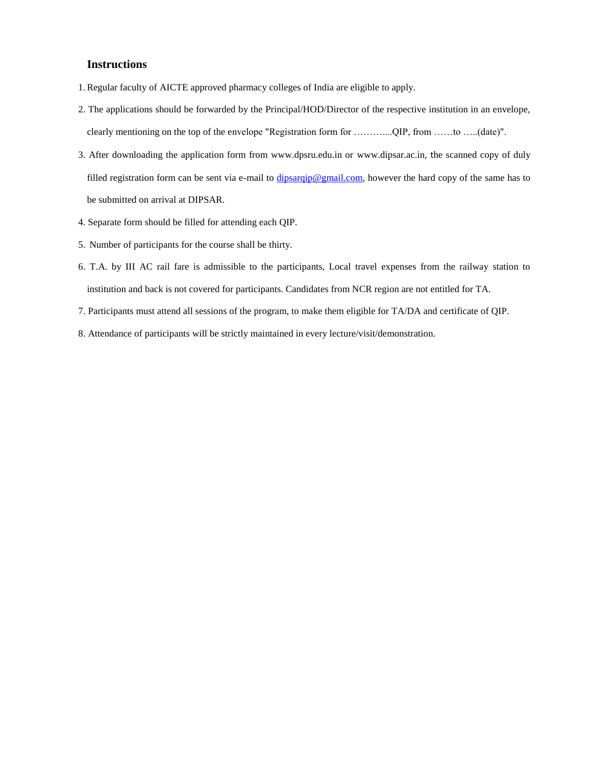### Instructions

1. Regular faculty of AICTE approved pharmacy colleges of India are eligible to apply.
2. The applications should be forwarded by the Principal/HOD/Director of the respective institution in an envelope, clearly mentioning on the top of the envelope "Registration form for ………....QIP, from ……to …..(date)".
3. After downloading the application form from www.dpsru.edu.in or www.dipsar.ac.in, the scanned copy of duly filled registration form can be sent via e-mail to dipsarqip@gmail.com, however the hard copy of the same has to be submitted on arrival at DIPSAR.
4. Separate form should be filled for attending each QIP.
5. Number of participants for the course shall be thirty.
6. T.A. by III AC rail fare is admissible to the participants, Local travel expenses from the railway station to institution and back is not covered for participants. Candidates from NCR region are not entitled for TA.
7. Participants must attend all sessions of the program, to make them eligible for TA/DA and certificate of QIP.
8. Attendance of participants will be strictly maintained in every lecture/visit/demonstration.